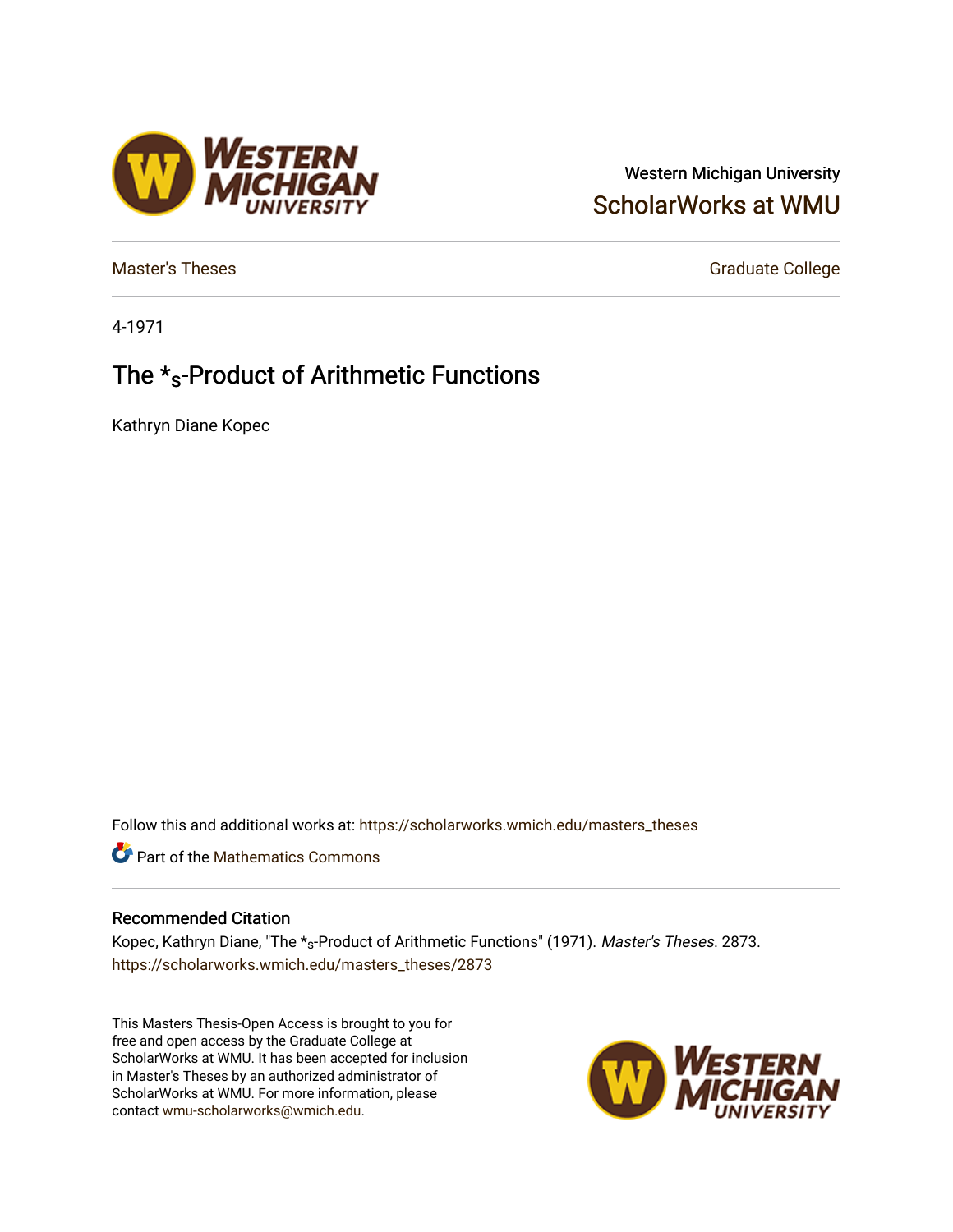Western Michigan University

ScholarWorks at WMU

Master's Theses

Graduate College

4-1971

# The $*_S$-Product of Arithmetic Functions

Kathryn Diane Kopec

Follow this and additional works at: https://scholarworks.wmich.edu/masters_theses

Part of the Mathematics Commons

## Recommended Citation

Kopec, Kathryn Diane, "The $*_S$-Product of Arithmetic Functions" (1971). *Master's Theses*. 2873.
https://scholarworks.wmich.edu/masters_theses/2873

This Masters Thesis-Open Access is brought to you for free and open access by the Graduate College at ScholarWorks at WMU. It has been accepted for inclusion in Master's Theses by an authorized administrator of ScholarWorks at WMU. For more information, please contact wmu-scholarworks@wmich.edu.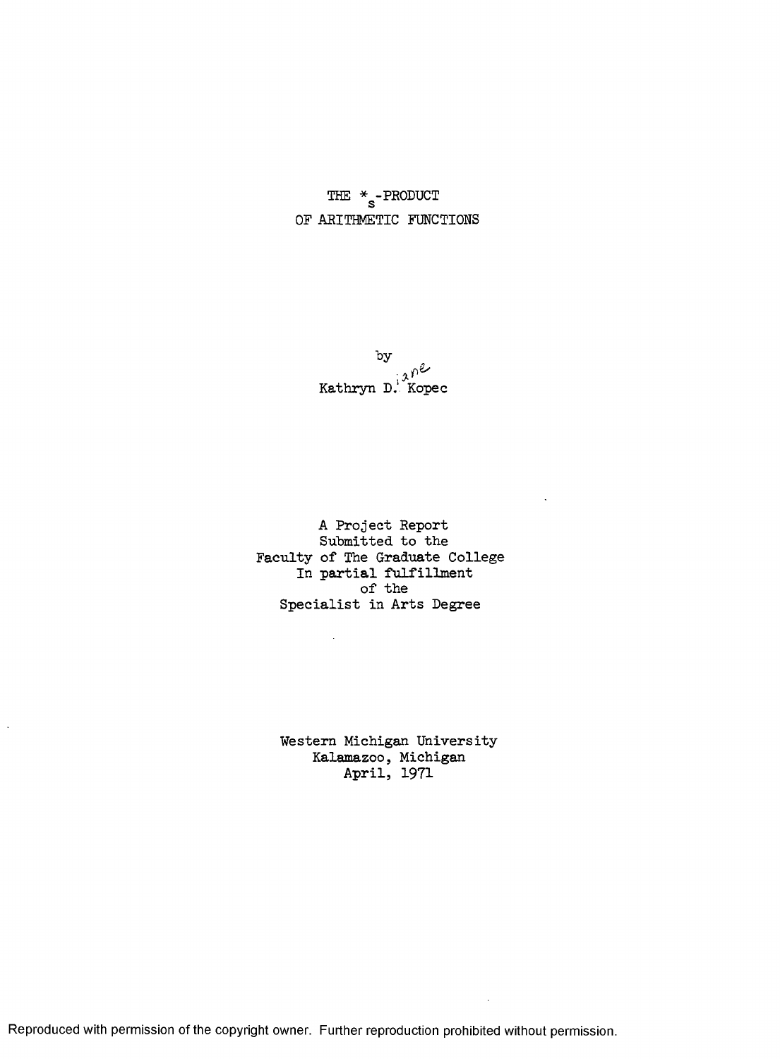# THE $*_s$-PRODUCT OF ARITHMETIC FUNCTIONS

by

Kathryn D. Kopec

A Project Report
Submitted to the
Faculty of The Graduate College
In partial fulfillment
of the
Specialist in Arts Degree

Western Michigan University
Kalamazoo, Michigan
April, 1971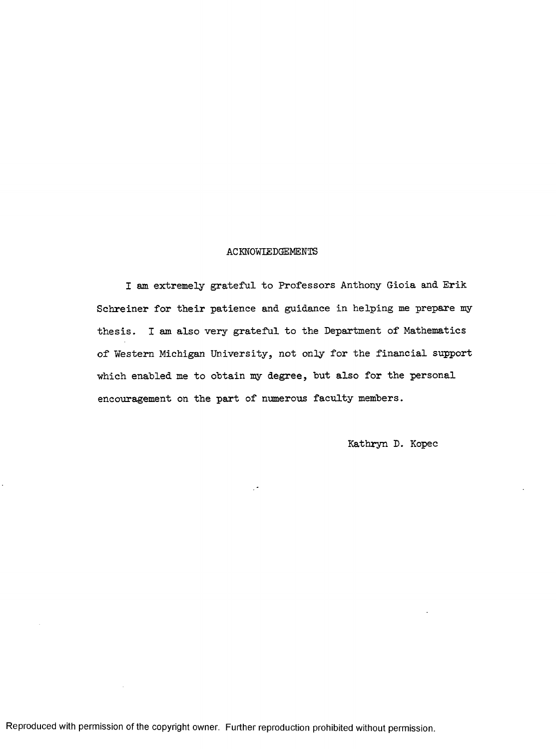## ACKNOWLEDGEMENTS

I am extremely grateful to Professors Anthony Gioia and Erik Schreiner for their patience and guidance in helping me prepare my thesis. I am also very grateful to the Department of Mathematics of Western Michigan University, not only for the financial support which enabled me to obtain my degree, but also for the personal encouragement on the part of numerous faculty members.

Kathryn D. Kopec

Reproduced with permission of the copyright owner. Further reproduction prohibited without permission.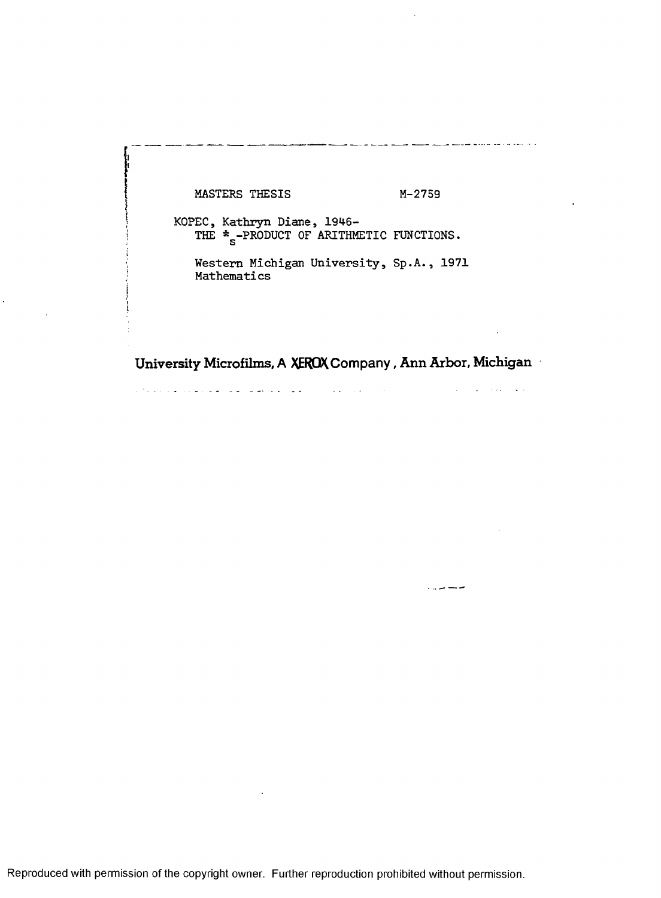MASTERS THESIS M-2759

KOPEC, Kathryn Diane, 1946-
THE $*_s$-PRODUCT OF ARITHMETIC FUNCTIONS.

Western Michigan University, Sp.A., 1971
Mathematics

**University Microfilms, A XEROX Company, Ann Arbor, Michigan**

Reproduced with permission of the copyright owner. Further reproduction prohibited without permission.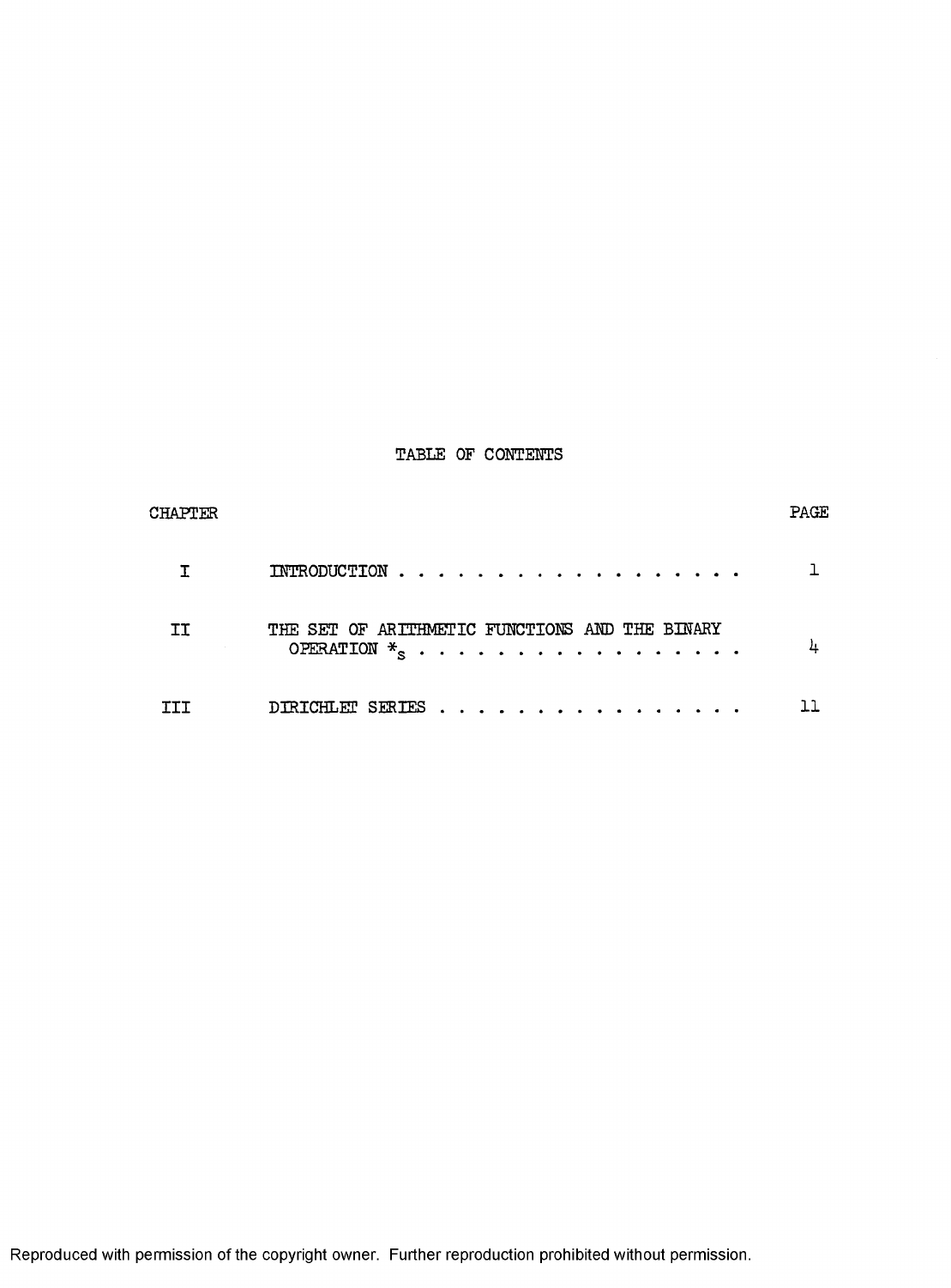# TABLE OF CONTENTS

| CHAPTER | | PAGE |
|---|---|---|
| I | INTRODUCTION . . . . . . . . . . . . . . . . . . | 1 |
| II | THE SET OF ARITHMETIC FUNCTIONS AND THE BINARY OPERATION $*_s$ . . . . . . . . . . . . . . . . . | 4 |
| III | DIRICHLET SERIES . . . . . . . . . . . . . . . . | 11 |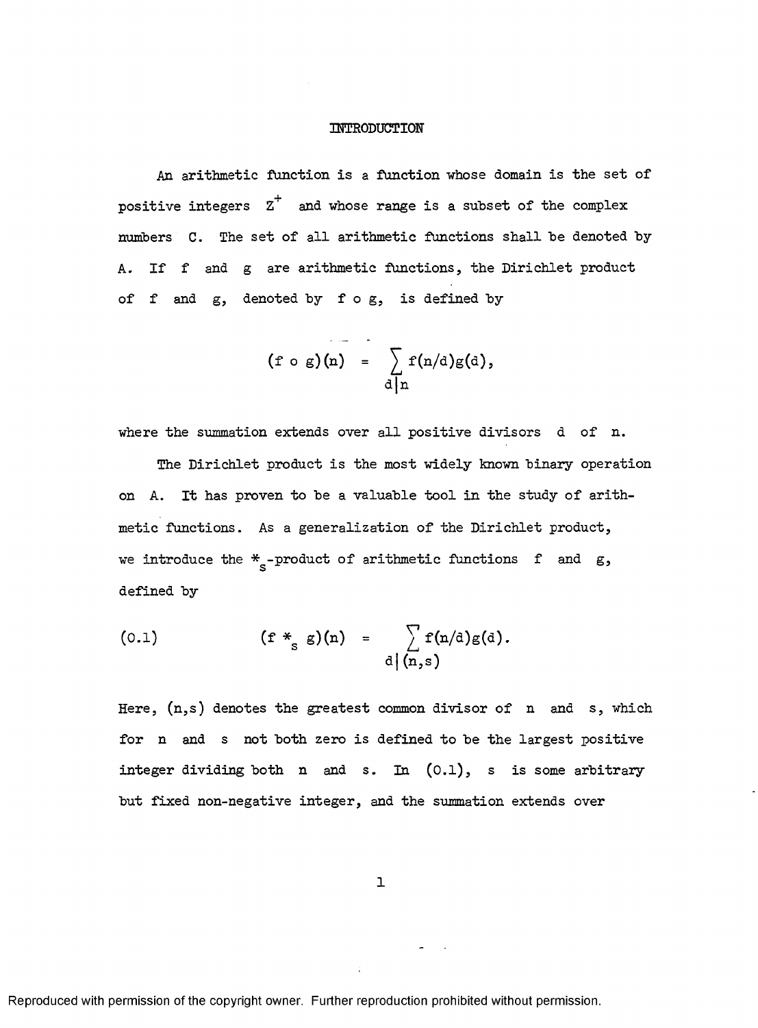# INTRODUCTION

An arithmetic function is a function whose domain is the set of positive integers $Z^+$ and whose range is a subset of the complex numbers $C$. The set of all arithmetic functions shall be denoted by $A$. If $f$ and $g$ are arithmetic functions, the Dirichlet product of $f$ and $g$, denoted by $f \circ g$, is defined by

$$(f \circ g)(n) = \sum_{d|n} f(n/d)g(d),$$

where the summation extends over all positive divisors $d$ of $n$.

The Dirichlet product is the most widely known binary operation on $A$. It has proven to be a valuable tool in the study of arithmetic functions. As a generalization of the Dirichlet product, we introduce the $*_s$-product of arithmetic functions $f$ and $g$, defined by

$$(0.1) \qquad (f *_s g)(n) = \sum_{d|(n,s)} f(n/d)g(d).$$

Here, $(n,s)$ denotes the greatest common divisor of $n$ and $s$, which for $n$ and $s$ not both zero is defined to be the largest positive integer dividing both $n$ and $s$. In (0.1), $s$ is some arbitrary but fixed non-negative integer, and the summation extends over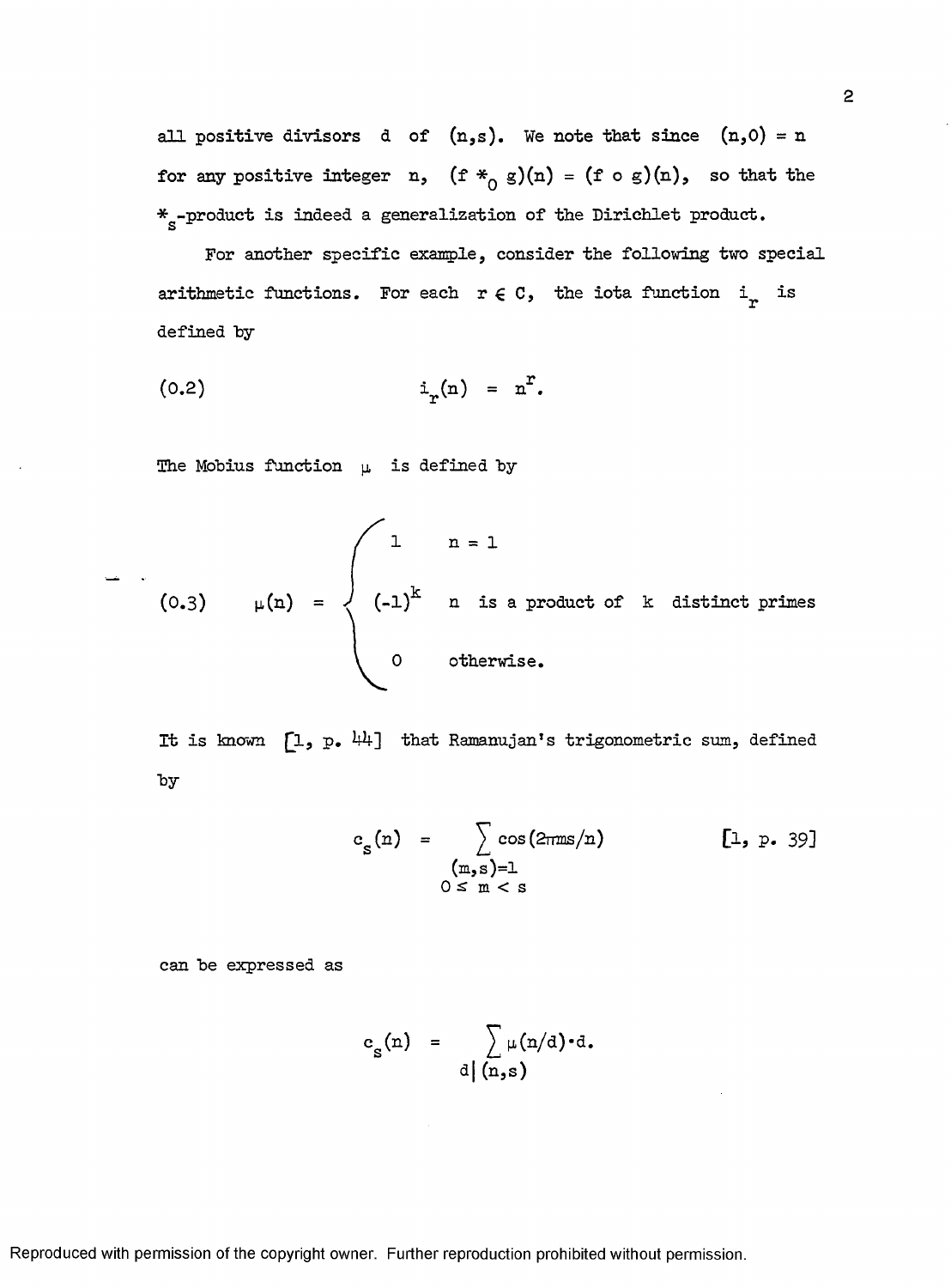all positive divisors $d$ of $(n,s)$. We note that since $(n,0) = n$ for any positive integer $n$, $(f *_0 g)(n) = (f \circ g)(n)$, so that the $*_s$-product is indeed a generalization of the Dirichlet product.

For another specific example, consider the following two special arithmetic functions. For each $r \in C$, the iota function $i_r$ is defined by

$$i_r(n) = n^r. \tag{0.2}$$

The Mobius function $\mu$ is defined by

$$\mu(n) = \begin{cases} 1 & n = 1 \\ (-1)^k & n \text{ is a product of } k \text{ distinct primes} \\ 0 & \text{otherwise.} \end{cases} \tag{0.3}$$

It is known [1, p. 44] that Ramanujan's trigonometric sum, defined by

$$c_s(n) = \sum_{\substack{(m,s)=1 \\ 0 \le m < s}} \cos(2\pi ms/n) \qquad [1, \text{p. } 39]$$

can be expressed as

$$c_s(n) = \sum_{d|(n,s)} \mu(n/d) \cdot d.$$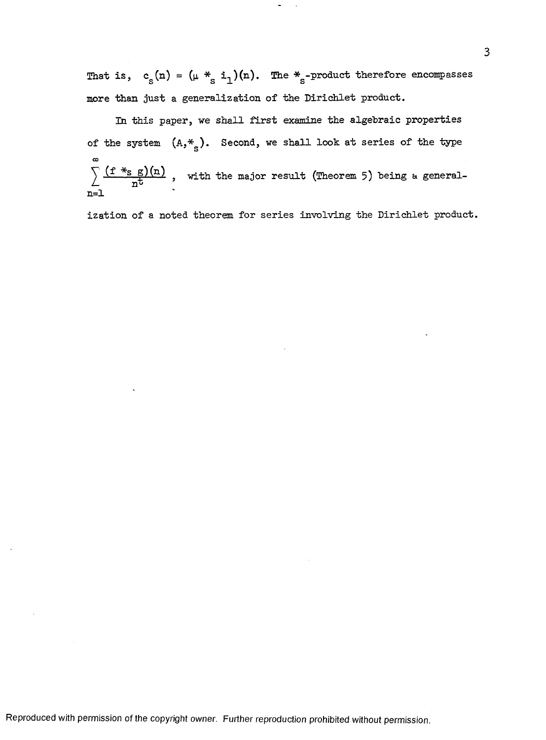That is, $c_s(n) = (\mu *_s i_1)(n)$. The $*_s$-product therefore encompasses more than just a generalization of the Dirichlet product.

In this paper, we shall first examine the algebraic properties of the system $(A,*_s)$. Second, we shall look at series of the type $\sum_{n=1}^{\infty} \frac{(f *_s g)(n)}{n^t}$, with the major result (Theorem 5) being a generalization of a noted theorem for series involving the Dirichlet product.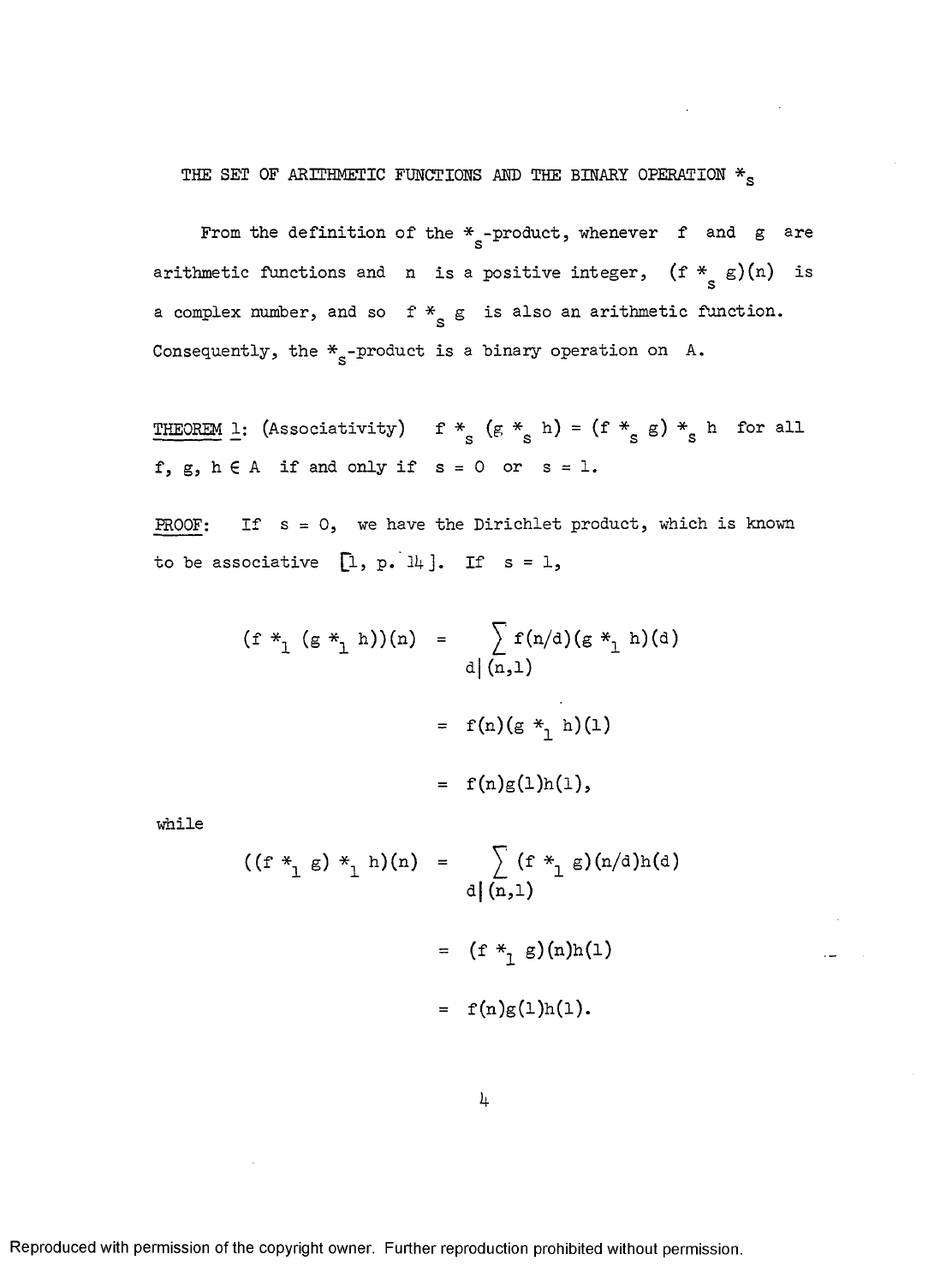## THE SET OF ARITHMETIC FUNCTIONS AND THE BINARY OPERATION $*_s$

From the definition of the $*_s$-product, whenever $f$ and $g$ are arithmetic functions and $n$ is a positive integer, $(f *_s g)(n)$ is a complex number, and so $f *_s g$ is also an arithmetic function. Consequently, the $*_s$-product is a binary operation on $A$.

THEOREM 1: (Associativity) $f *_s (g *_s h) = (f *_s g) *_s h$ for all $f, g, h \in A$ if and only if $s = 0$ or $s = 1$.

PROOF: If $s = 0$, we have the Dirichlet product, which is known to be associative [1, p. 14]. If $s = 1$,

$$
\begin{aligned}
(f *_1 (g *_1 h))(n) &= \sum_{d \mid (n,1)} f(n/d)(g *_1 h)(d) \\
&= f(n)(g *_1 h)(1) \\
&= f(n)g(1)h(1),
\end{aligned}
$$

while

$$
\begin{aligned}
((f *_1 g) *_1 h)(n) &= \sum_{d \mid (n,1)} (f *_1 g)(n/d)h(d) \\
&= (f *_1 g)(n)h(1) \\
&= f(n)g(1)h(1).
\end{aligned}
$$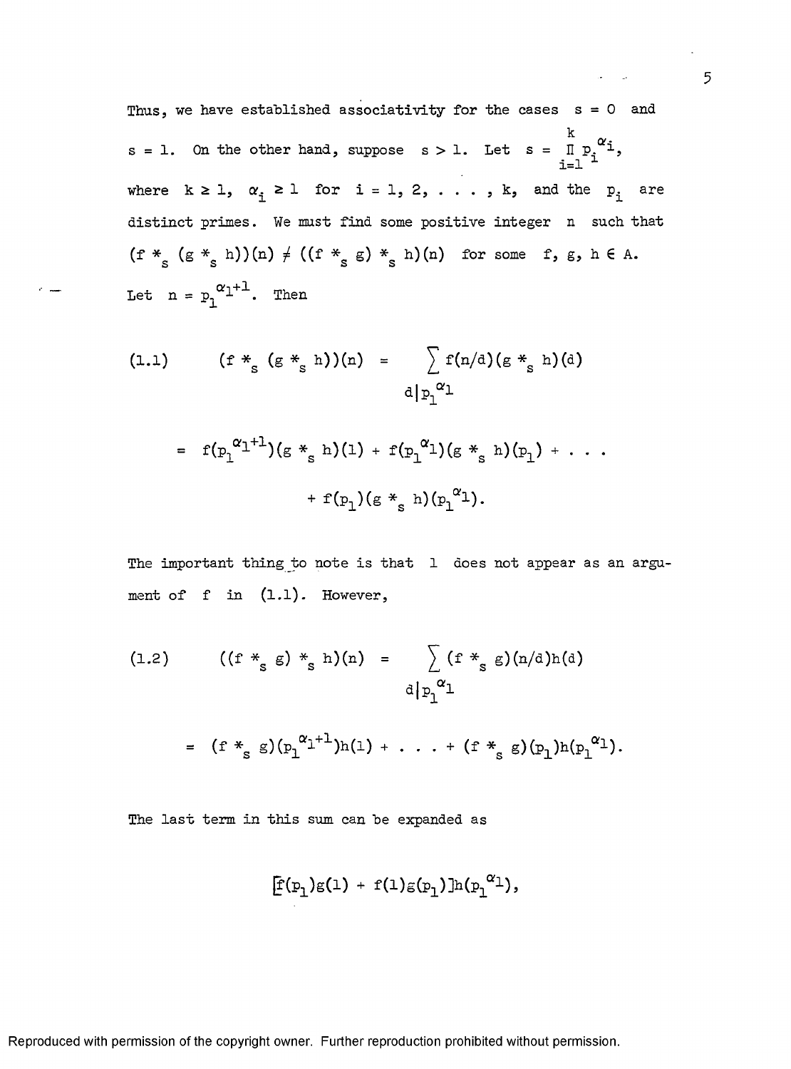Thus, we have established associativity for the cases $s = 0$ and $s = 1$. On the other hand, suppose $s > 1$. Let $s = \prod_{i=1}^{k} p_i^{\alpha_i}$, where $k \geq 1$, $\alpha_i \geq 1$ for $i = 1, 2, \ldots, k$, and the $p_i$ are distinct primes. We must find some positive integer $n$ such that $(f *_s (g *_s h))(n) \neq ((f *_s g) *_s h)(n)$ for some $f, g, h \in A$. Let $n = p_1^{\alpha_1+1}$. Then

$$(1.1) \qquad (f *_s (g *_s h))(n) = \sum_{d | p_1^{\alpha_1}} f(n/d)(g *_s h)(d)$$

$$= f(p_1^{\alpha_1+1})(g *_s h)(1) + f(p_1^{\alpha_1})(g *_s h)(p_1) + \ldots$$

$$+ f(p_1)(g *_s h)(p_1^{\alpha_1}).$$

The important thing to note is that 1 does not appear as an argument of $f$ in (1.1). However,

$$(1.2) \qquad ((f *_s g) *_s h)(n) = \sum_{d | p_1^{\alpha_1}} (f *_s g)(n/d)h(d)$$

$$= (f *_s g)(p_1^{\alpha_1+1})h(1) + \ldots + (f *_s g)(p_1)h(p_1^{\alpha_1}).$$

The last term in this sum can be expanded as

$$[f(p_1)g(1) + f(1)g(p_1)]h(p_1^{\alpha_1}),$$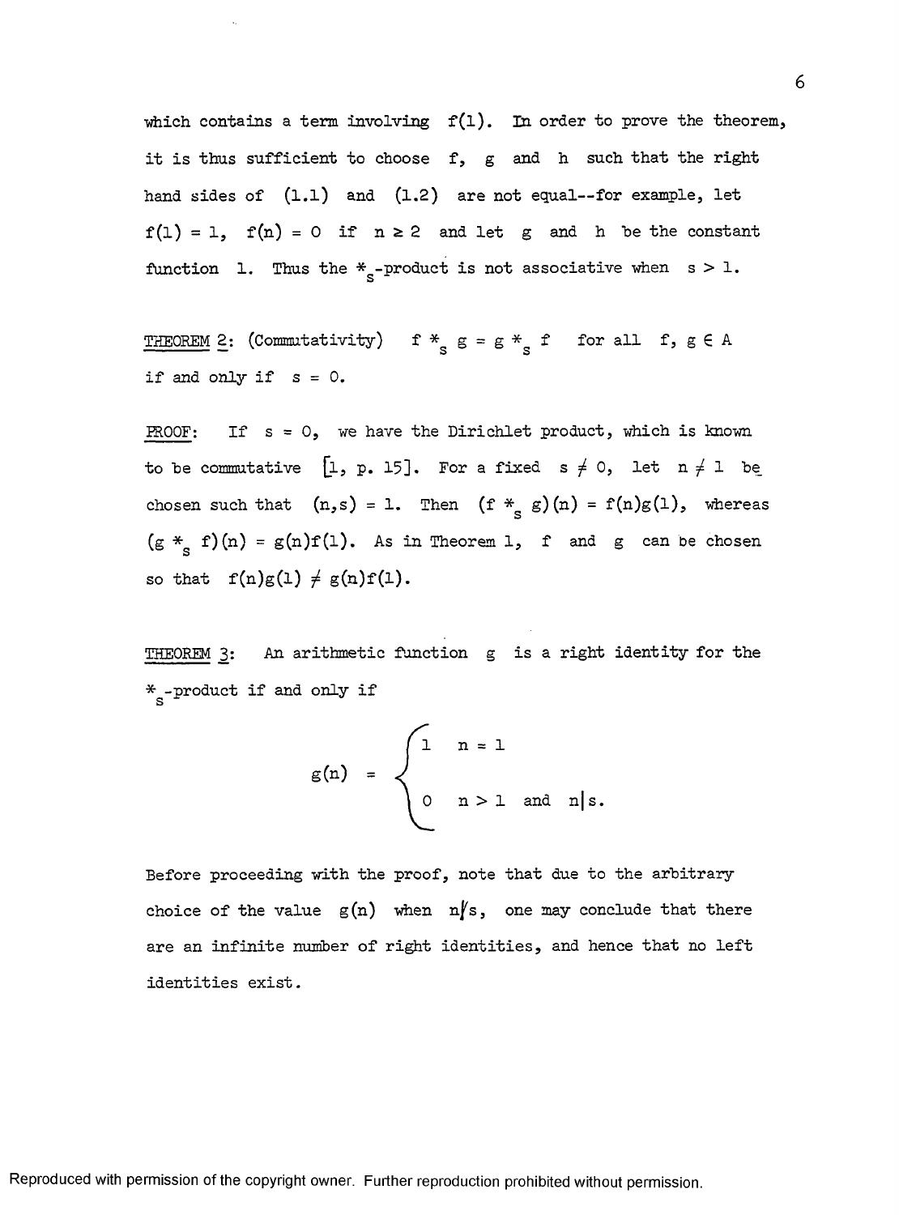which contains a term involving $f(1)$. In order to prove the theorem, it is thus sufficient to choose $f$, $g$ and $h$ such that the right hand sides of (1.1) and (1.2) are not equal--for example, let $f(1) = 1$, $f(n) = 0$ if $n \geq 2$ and let $g$ and $h$ be the constant function 1. Thus the $*_s$-product is not associative when $s > 1$.

<u>THEOREM 2</u>: (Commutativity) $f *_s g = g *_s f$ for all $f, g \in A$ if and only if $s = 0$.

<u>PROOF</u>: If $s = 0$, we have the Dirichlet product, which is known to be commutative [1, p. 15]. For a fixed $s \neq 0$, let $n \neq 1$ be chosen such that $(n,s) = 1$. Then $(f *_s g)(n) = f(n)g(1)$, whereas $(g *_s f)(n) = g(n)f(1)$. As in Theorem 1, $f$ and $g$ can be chosen so that $f(n)g(1) \neq g(n)f(1)$.

<u>THEOREM 3</u>: An arithmetic function $g$ is a right identity for the $*_s$-product if and only if

$$g(n) = \begin{cases} 1 & n = 1 \\ 0 & n > 1 \text{ and } n \mid s. \end{cases}$$

Before proceeding with the proof, note that due to the arbitrary choice of the value $g(n)$ when $n \nmid s$, one may conclude that there are an infinite number of right identities, and hence that no left identities exist.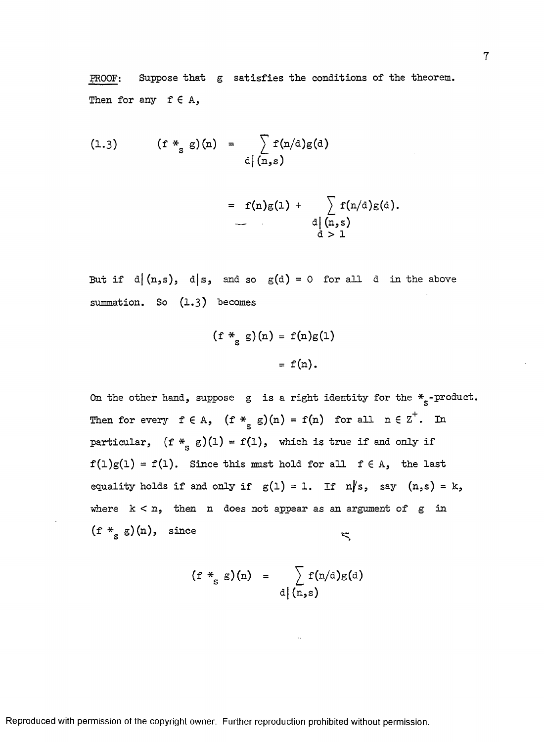PROOF: Suppose that $g$ satisfies the conditions of the theorem. Then for any $f \in A$,

$$(1.3) \qquad (f *_s g)(n) = \sum_{d|(n,s)} f(n/d)g(d)$$

$$= f(n)g(1) + \sum_{\substack{d|(n,s) \\ d > 1}} f(n/d)g(d).$$

But if $d|(n,s)$, $d|s$, and so $g(d) = 0$ for all $d$ in the above summation. So (1.3) becomes

$$(f *_s g)(n) = f(n)g(1)$$

$$= f(n).$$

On the other hand, suppose $g$ is a right identity for the $*_s$-product. Then for every $f \in A$, $(f *_s g)(n) = f(n)$ for all $n \in Z^+$. In particular, $(f *_s g)(1) = f(1)$, which is true if and only if $f(1)g(1) = f(1)$. Since this must hold for all $f \in A$, the last equality holds if and only if $g(1) = 1$. If $n \nmid s$, say $(n,s) = k$, where $k < n$, then $n$ does not appear as an argument of $g$ in $(f *_s g)(n)$, since

$$(f *_s g)(n) = \sum_{d|(n,s)} f(n/d)g(d)$$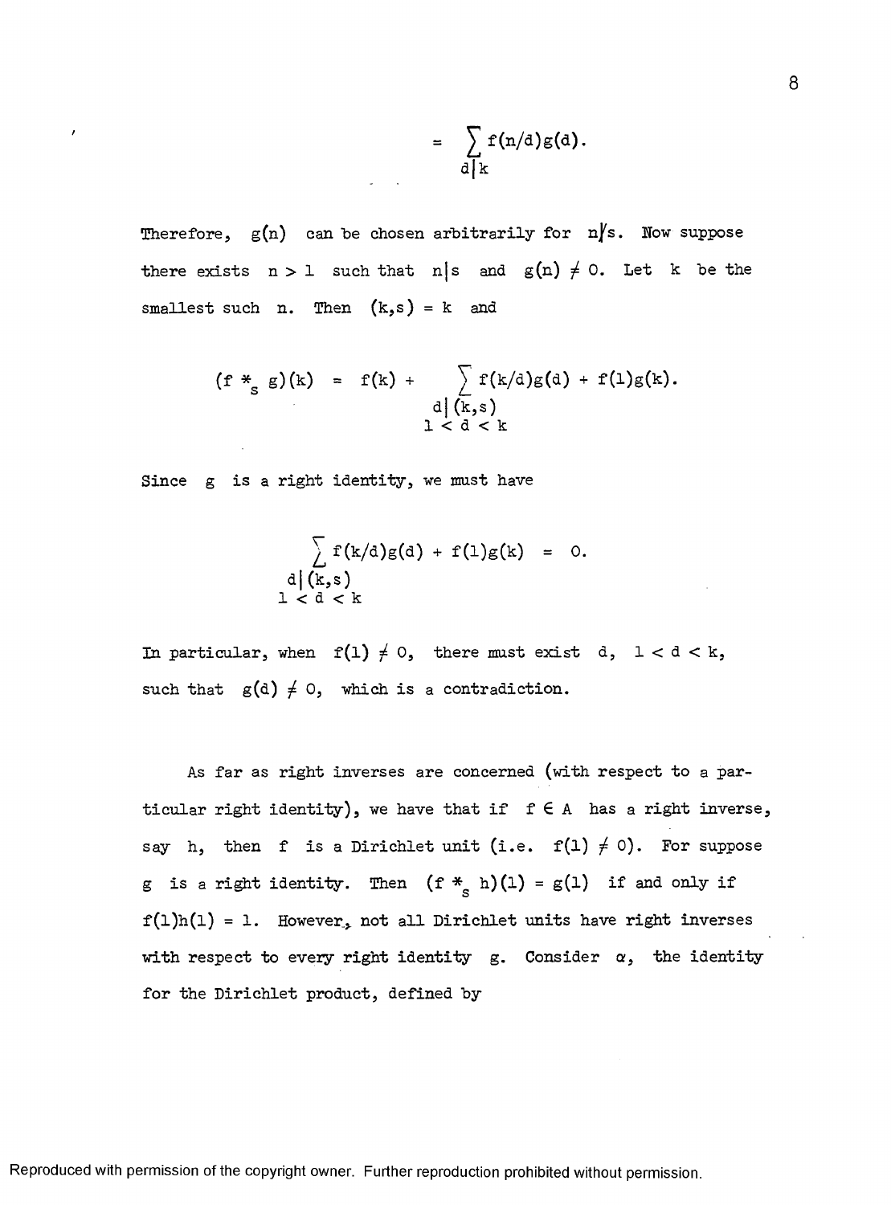$$= \sum_{d|k} f(n/d)g(d).$$

Therefore, $g(n)$ can be chosen arbitrarily for $n \nmid s$. Now suppose there exists $n > 1$ such that $n|s$ and $g(n) \neq 0$. Let $k$ be the smallest such $n$. Then $(k,s) = k$ and

$$(f *_s g)(k) = f(k) + \sum_{\substack{d|(k,s) \\ 1<d<k}} f(k/d)g(d) + f(1)g(k).$$

Since $g$ is a right identity, we must have

$$\sum_{\substack{d|(k,s) \\ 1<d<k}} f(k/d)g(d) + f(1)g(k) = 0.$$

In particular, when $f(1) \neq 0$, there must exist $d$, $1 < d < k$, such that $g(d) \neq 0$, which is a contradiction.

As far as right inverses are concerned (with respect to a particular right identity), we have that if $f \in A$ has a right inverse, say $h$, then $f$ is a Dirichlet unit (i.e. $f(1) \neq 0$). For suppose $g$ is a right identity. Then $(f *_s h)(1) = g(1)$ if and only if $f(1)h(1) = 1$. However, not all Dirichlet units have right inverses with respect to every right identity $g$. Consider $\alpha$, the identity for the Dirichlet product, defined by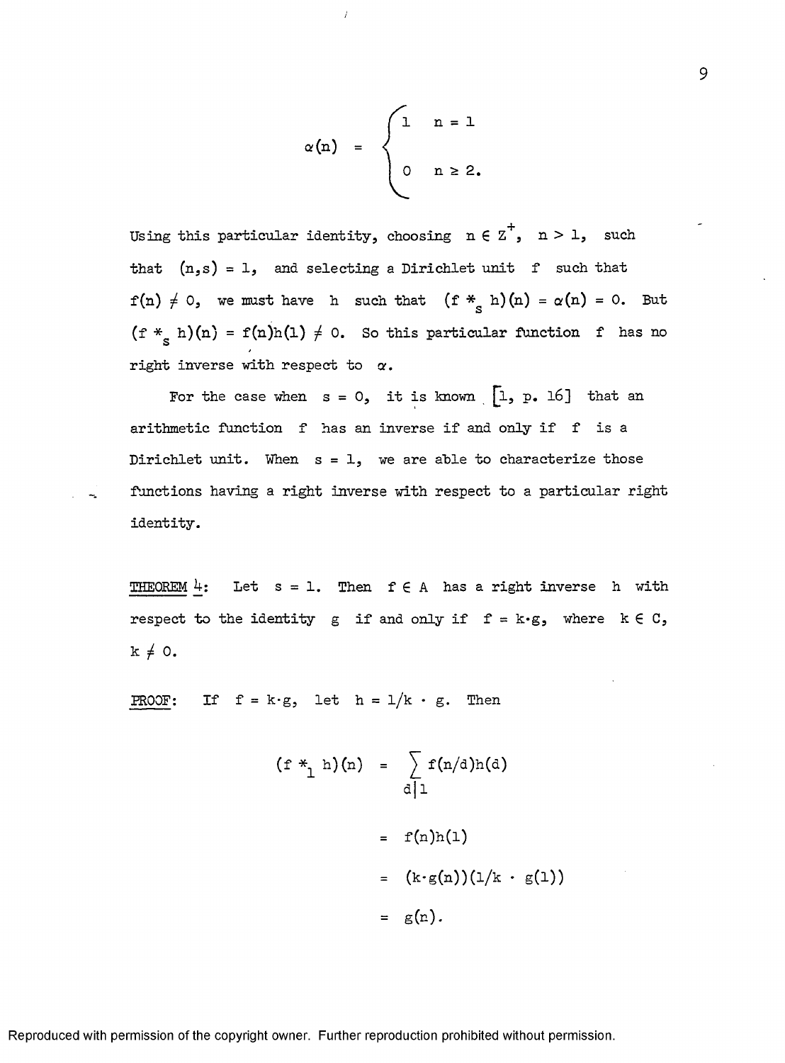$$\alpha(n) = \begin{cases} 1 & n = 1 \\ 0 & n \geq 2. \end{cases}$$

Using this particular identity, choosing $n \in Z^+$, $n > 1$, such that $(n,s) = 1$, and selecting a Dirichlet unit $f$ such that $f(n) \neq 0$, we must have $h$ such that $(f *_s h)(n) = \alpha(n) = 0$. But $(f *_s h)(n) = f(n)h(1) \neq 0$. So this particular function $f$ has no right inverse with respect to $\alpha$.

For the case when $s = 0$, it is known [1, p. 16] that an arithmetic function $f$ has an inverse if and only if $f$ is a Dirichlet unit. When $s = 1$, we are able to characterize those functions having a right inverse with respect to a particular right identity.

THEOREM 4: Let $s = 1$. Then $f \in A$ has a right inverse $h$ with respect to the identity $g$ if and only if $f = k \cdot g$, where $k \in C$, $k \neq 0$.

PROOF: If $f = k \cdot g$, let $h = 1/k \cdot g$. Then

$$\begin{aligned}
(f *_1 h)(n) &= \sum_{d|1} f(n/d)h(d) \\
&= f(n)h(1) \\
&= (k \cdot g(n))(1/k \cdot g(1)) \\
&= g(n).
\end{aligned}$$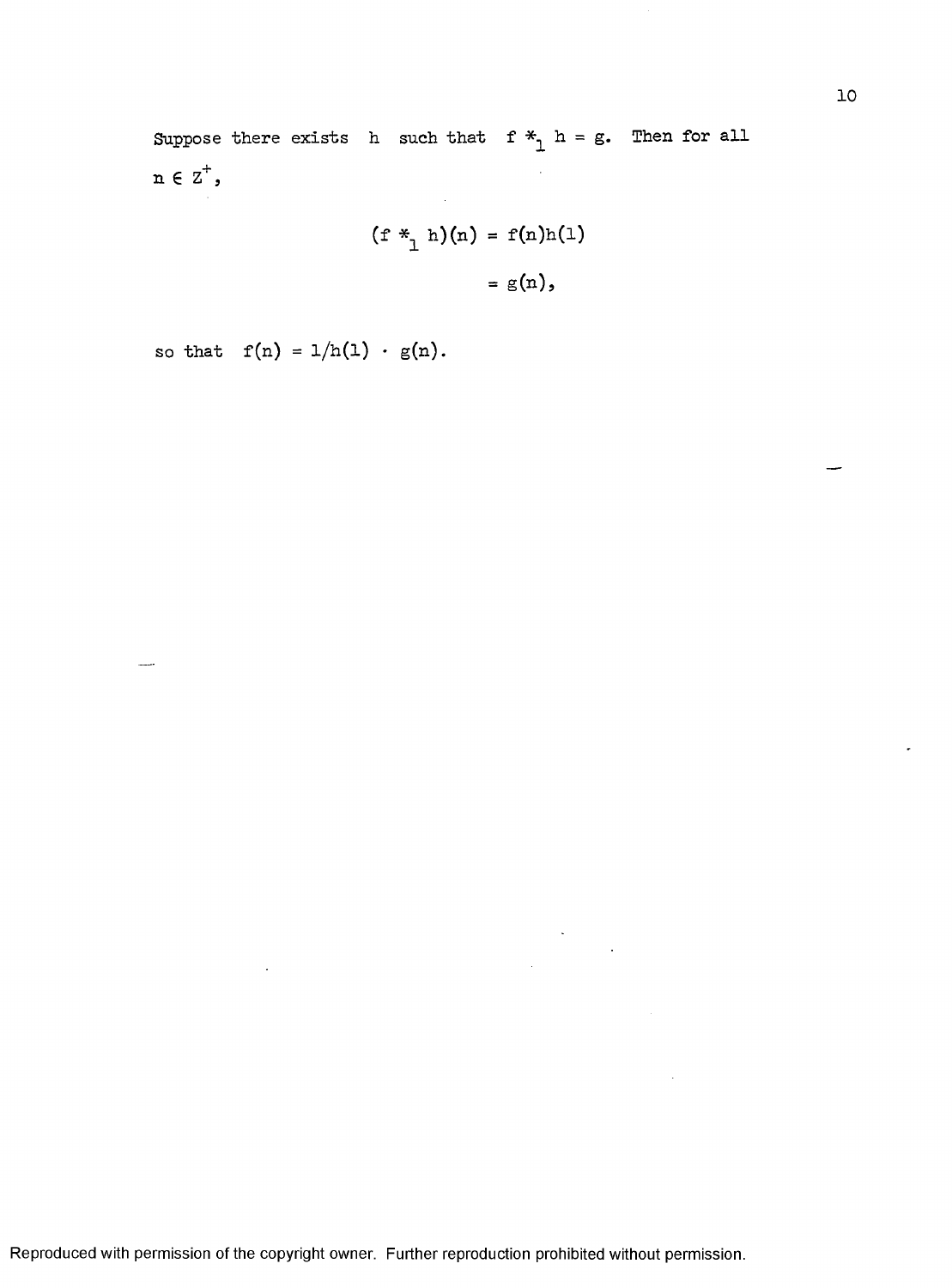Suppose there exists $h$ such that $f *_1 h = g$. Then for all $n \in Z^+$,

$$\begin{aligned}(f *_1 h)(n) &= f(n)h(1) \\ &= g(n),\end{aligned}$$

so that $f(n) = 1/h(1) \cdot g(n)$.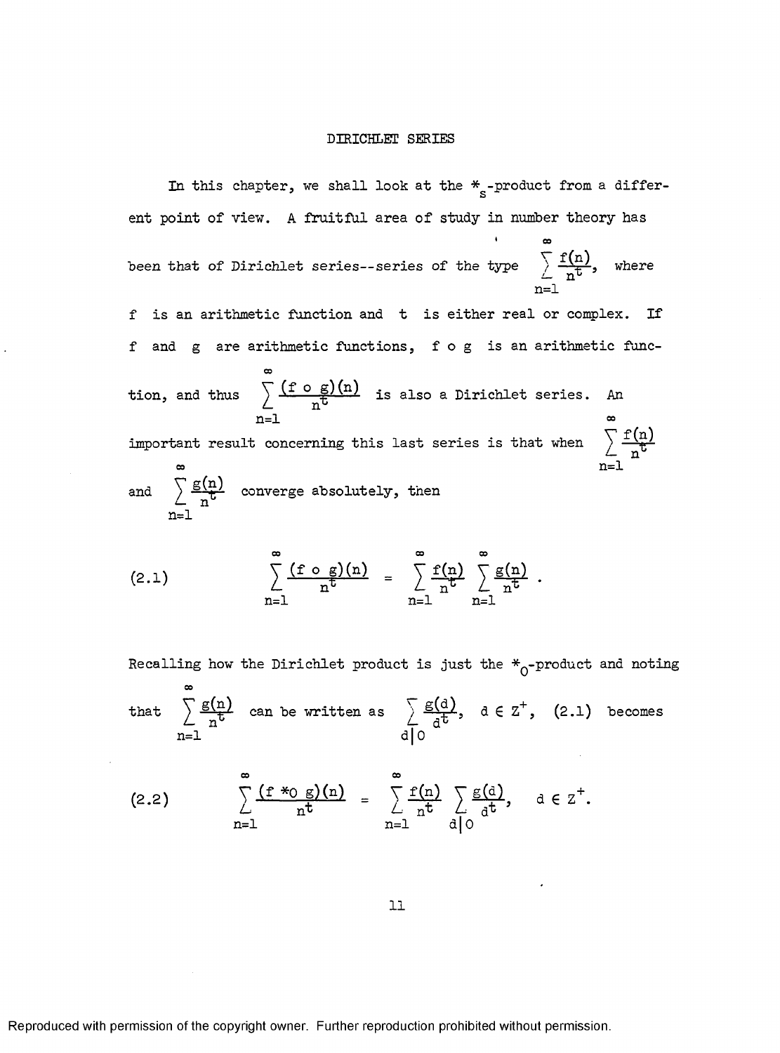# DIRICHLET SERIES

In this chapter, we shall look at the $*_s$-product from a different point of view. A fruitful area of study in number theory has been that of Dirichlet series--series of the type $\sum_{n=1}^{\infty} \frac{f(n)}{n^t}$, where $f$ is an arithmetic function and $t$ is either real or complex. If $f$ and $g$ are arithmetic functions, $f \circ g$ is an arithmetic function, and thus $\sum_{n=1}^{\infty} \frac{(f \circ g)(n)}{n^t}$ is also a Dirichlet series. An important result concerning this last series is that when $\sum_{n=1}^{\infty} \frac{f(n)}{n^t}$ and $\sum_{n=1}^{\infty} \frac{g(n)}{n^t}$ converge absolutely, then

$$\sum_{n=1}^{\infty} \frac{(f \circ g)(n)}{n^t} = \sum_{n=1}^{\infty} \frac{f(n)}{n^t} \sum_{n=1}^{\infty} \frac{g(n)}{n^t}. \tag{2.1}$$

Recalling how the Dirichlet product is just the $*_0$-product and noting that $\sum_{n=1}^{\infty} \frac{g(n)}{n^t}$ can be written as $\sum_{d|0} \frac{g(d)}{d^t}$, $d \in Z^+$, (2.1) becomes

$$\sum_{n=1}^{\infty} \frac{(f *_0 g)(n)}{n^t} = \sum_{n=1}^{\infty} \frac{f(n)}{n^t} \sum_{d|0} \frac{g(d)}{d^t}, \quad d \in Z^+. \tag{2.2}$$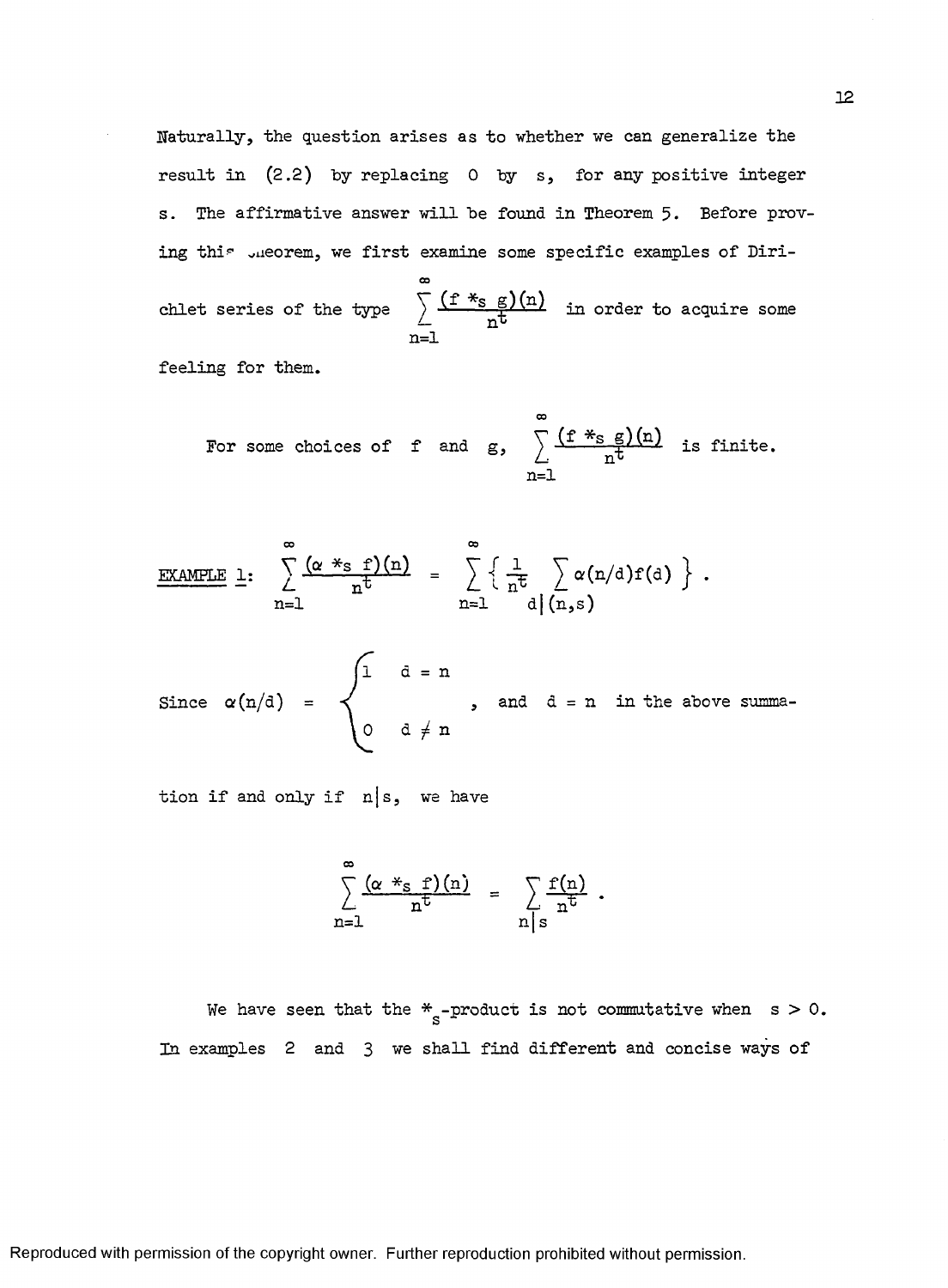Naturally, the question arises as to whether we can generalize the result in (2.2) by replacing 0 by s, for any positive integer s. The affirmative answer will be found in Theorem 5. Before proving this theorem, we first examine some specific examples of Dirichlet series of the type $\sum_{n=1}^{\infty} \frac{(f *_s g)(n)}{n^t}$ in order to acquire some feeling for them.

For some choices of f and g, $\sum_{n=1}^{\infty} \frac{(f *_s g)(n)}{n^t}$ is finite.

<u>EXAMPLE 1</u>: $\sum_{n=1}^{\infty} \frac{(\alpha *_s f)(n)}{n^t} = \sum_{n=1}^{\infty} \left\{ \frac{1}{n^t} \sum_{d|(n,s)} \alpha(n/d) f(d) \right\}.$

Since $\alpha(n/d) = \begin{cases} 1 & d = n \\ 0 & d \neq n \end{cases}$, and $d = n$ in the above summation if and only if $n|s$, we have

$$\sum_{n=1}^{\infty} \frac{(\alpha *_s f)(n)}{n^t} = \sum_{n|s} \frac{f(n)}{n^t}.$$

We have seen that the $*_s$-product is not commutative when $s > 0$. In examples 2 and 3 we shall find different and concise ways of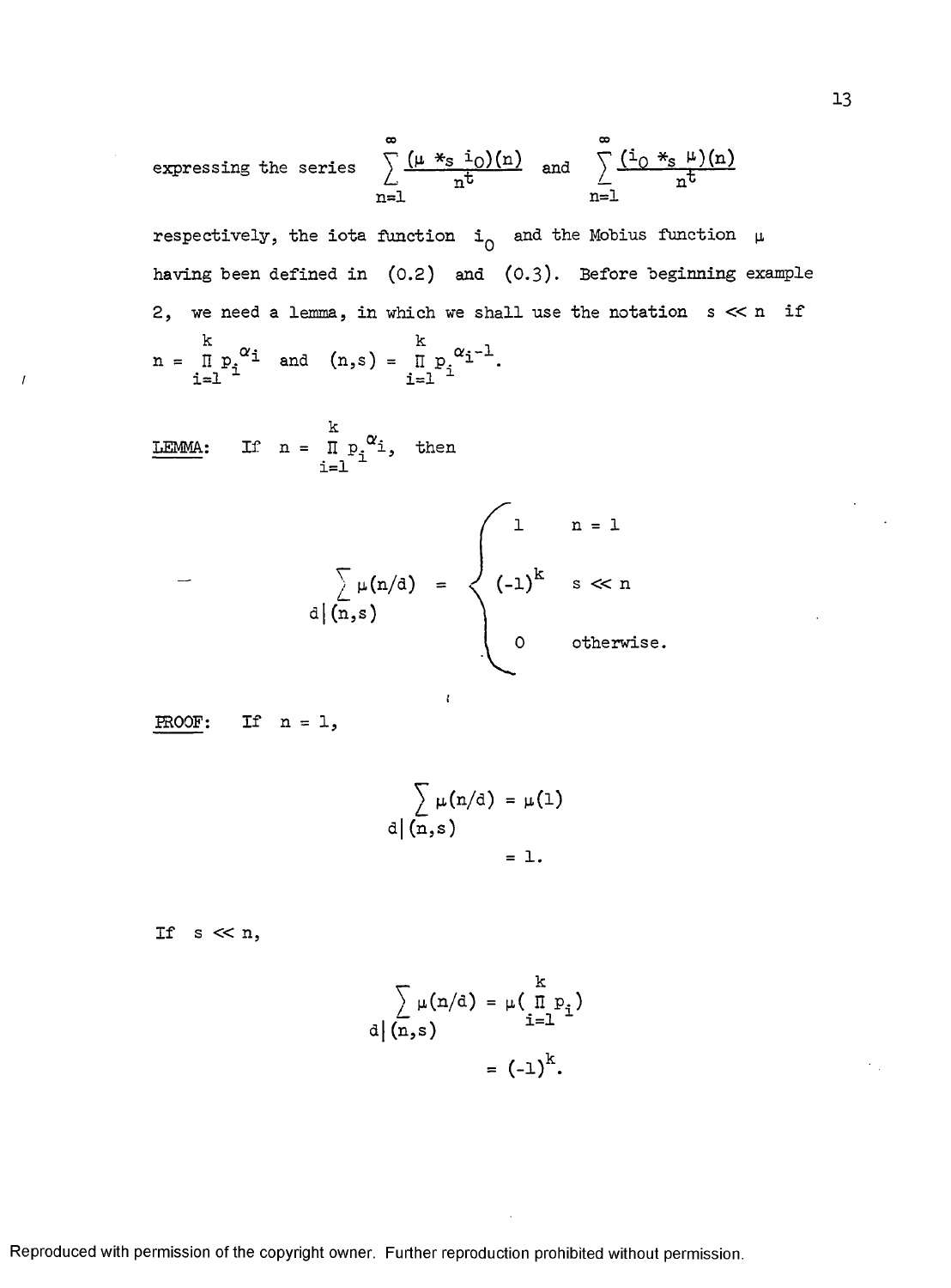expressing the series $\sum_{n=1}^{\infty} \frac{(\mu *_s i_0)(n)}{n^t}$ and $\sum_{n=1}^{\infty} \frac{(i_0 *_s \mu)(n)}{n^t}$

respectively, the iota function $i_0$ and the Mobius function $\mu$ having been defined in (0.2) and (0.3). Before beginning example 2, we need a lemma, in which we shall use the notation $s \ll n$ if $n = \prod_{i=1}^{k} p_i^{\alpha_i}$ and $(n,s) = \prod_{i=1}^{k} p_i^{\alpha_i - 1}$.

<u>LEMMA</u>: If $n = \prod_{i=1}^{k} p_i^{\alpha_i}$, then

$$\sum_{d|(n,s)} \mu(n/d) = \begin{cases} 1 & n = 1 \\ (-1)^k & s \ll n \\ 0 & \text{otherwise.} \end{cases}$$

<u>PROOF</u>: If $n = 1$,

$$\sum_{d|(n,s)} \mu(n/d) = \mu(1)$$
$$= 1.$$

If $s \ll n$,

$$\sum_{d|(n,s)} \mu(n/d) = \mu\left(\prod_{i=1}^{k} p_i\right)$$
$$= (-1)^k.$$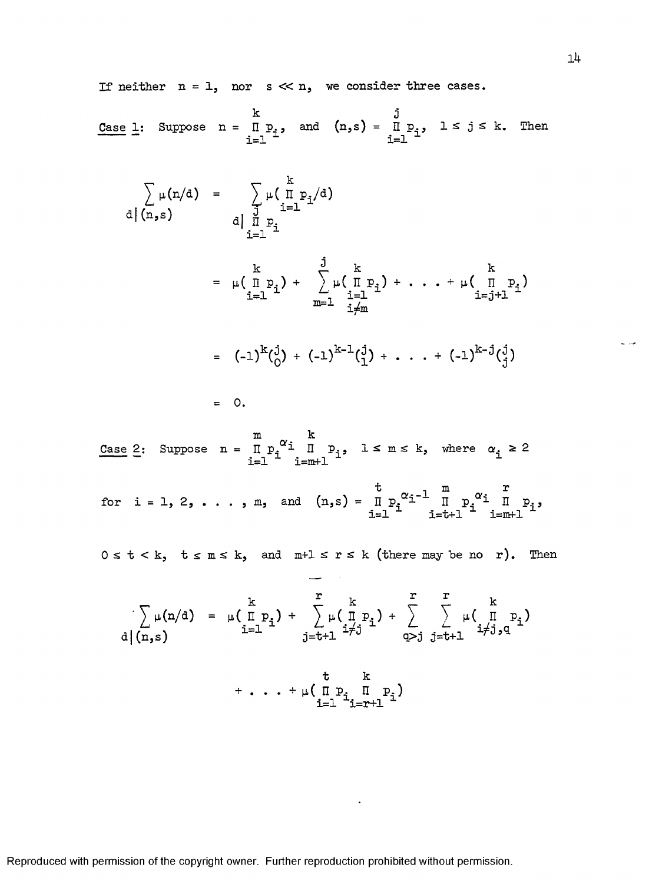If neither $n = 1$, nor $s \ll n$, we consider three cases.

Case 1: Suppose $n = \prod_{i=1}^{k} p_i$, and $(n,s) = \prod_{i=1}^{j} p_i$, $1 \le j \le k$. Then

$$\sum_{d|(n,s)} \mu(n/d) = \sum_{d|\prod_{i=1}^{j} p_i} \mu\left(\prod_{i=1}^{k} p_i/d\right)$$

$$= \mu\left(\prod_{i=1}^{k} p_i\right) + \sum_{m=1}^{j} \mu\left(\prod_{\substack{i=1 \\ i \ne m}}^{k} p_i\right) + \ldots + \mu\left(\prod_{i=j+1}^{k} p_i\right)$$

$$= (-1)^k \binom{j}{0} + (-1)^{k-1}\binom{j}{1} + \ldots + (-1)^{k-j}\binom{j}{j}$$

$$= 0.$$

Case 2: Suppose $n = \prod_{i=1}^{m} p_i^{\alpha_i} \prod_{i=m+1}^{k} p_i$, $1 \le m \le k$, where $\alpha_i \ge 2$ for $i = 1, 2, \ldots, m$, and $(n,s) = \prod_{i=1}^{t} p_i^{\alpha_i - 1} \prod_{i=t+1}^{m} p_i^{\alpha_i} \prod_{i=m+1}^{r} p_i$,

$0 \le t < k$, $t \le m \le k$, and $m+1 \le r \le k$ (there may be no $r$). Then

$$\sum_{d|(n,s)} \mu(n/d) = \mu\left(\prod_{i=1}^{k} p_i\right) + \sum_{j=t+1}^{r} \mu\left(\prod_{i \ne j}^{k} p_i\right) + \sum_{q>j}^{r} \sum_{j=t+1}^{r} \mu\left(\prod_{i \ne j,q}^{k} p_i\right)$$

$$+ \ldots + \mu\left(\prod_{i=1}^{t} p_i \prod_{i=r+1}^{k} p_i\right)$$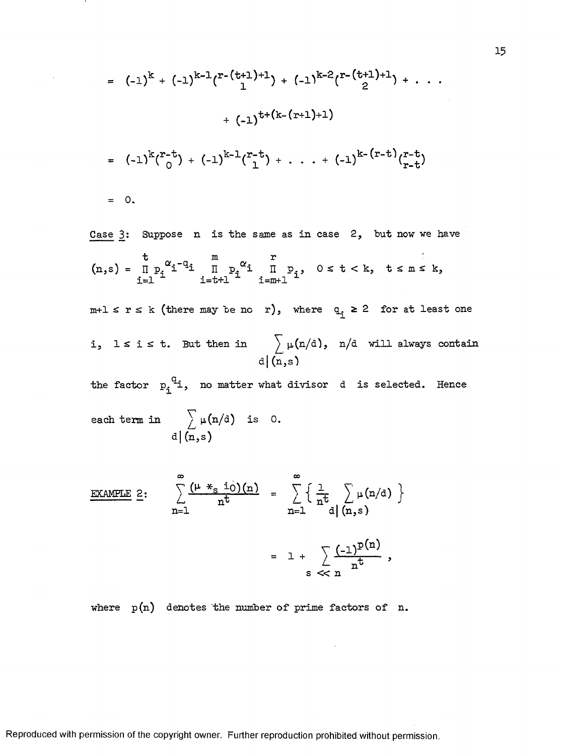$$= (-1)^k + (-1)^{k-1}\binom{r-(t+1)+1}{1} + (-1)^{k-2}\binom{r-(t+1)+1}{2} + \ldots$$

$$+ (-1)^{t+(k-(r+1)+1)}$$

$$= (-1)^k\binom{r-t}{0} + (-1)^{k-1}\binom{r-t}{1} + \ldots + (-1)^{k-(r-t)}\binom{r-t}{r-t}$$

$$= 0.$$

Case 3: Suppose $n$ is the same as in case 2, but now we have

$$(n,s) = \prod_{i=1}^{t} p_i^{\alpha_i - q_i} \prod_{i=t+1}^{m} p_i^{\alpha_i} \prod_{i=m+1}^{r} p_i, \quad 0 \le t < k, \quad t \le m \le k,$$

$m+1 \le r \le k$ (there may be no $r$), where $q_i \ge 2$ for at least one $i$, $1 \le i \le t$. But then in $\sum_{d|(n,s)} \mu(n/d)$, $n/d$ will always contain the factor $p_i^{q_i}$, no matter what divisor $d$ is selected. Hence each term in $\sum_{d|(n,s)} \mu(n/d)$ is 0.

EXAMPLE 2:
$$\sum_{n=1}^{\infty} \frac{(\mu *_s i_0)(n)}{n^t} = \sum_{n=1}^{\infty} \left\{ \frac{1}{n^t} \sum_{d|(n,s)} \mu(n/d) \right\}$$

$$= 1 + \sum_{s \ll n} \frac{(-1)^{p(n)}}{n^t},$$

where $p(n)$ denotes the number of prime factors of $n$.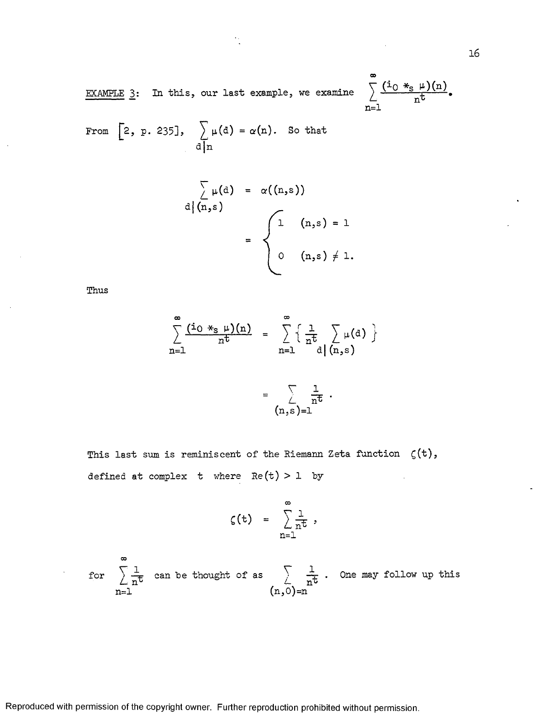<u>EXAMPLE 3</u>: In this, our last example, we examine $\sum_{n=1}^{\infty} \frac{(i_0 *_s \mu)(n)}{n^t}$.

From [2, p. 235], $\sum_{d|n} \mu(d) = \alpha(n)$. So that

$$\sum_{d|(n,s)} \mu(d) = \alpha((n,s))$$

$$= \begin{cases} 1 & (n,s) = 1 \\ 0 & (n,s) \neq 1. \end{cases}$$

Thus

$$\sum_{n=1}^{\infty} \frac{(i_0 *_s \mu)(n)}{n^t} = \sum_{n=1}^{\infty} \left\{ \frac{1}{n^t} \sum_{d|(n,s)} \mu(d) \right\}$$

$$= \sum_{(n,s)=1} \frac{1}{n^t} .$$

This last sum is reminiscent of the Riemann Zeta function $\zeta(t)$, defined at complex $t$ where $\text{Re}(t) > 1$ by

$$\zeta(t) = \sum_{n=1}^{\infty} \frac{1}{n^t} ,$$

for $\sum_{n=1}^{\infty} \frac{1}{n^t}$ can be thought of as $\sum_{(n,0)=n} \frac{1}{n^t}$ . One may follow up this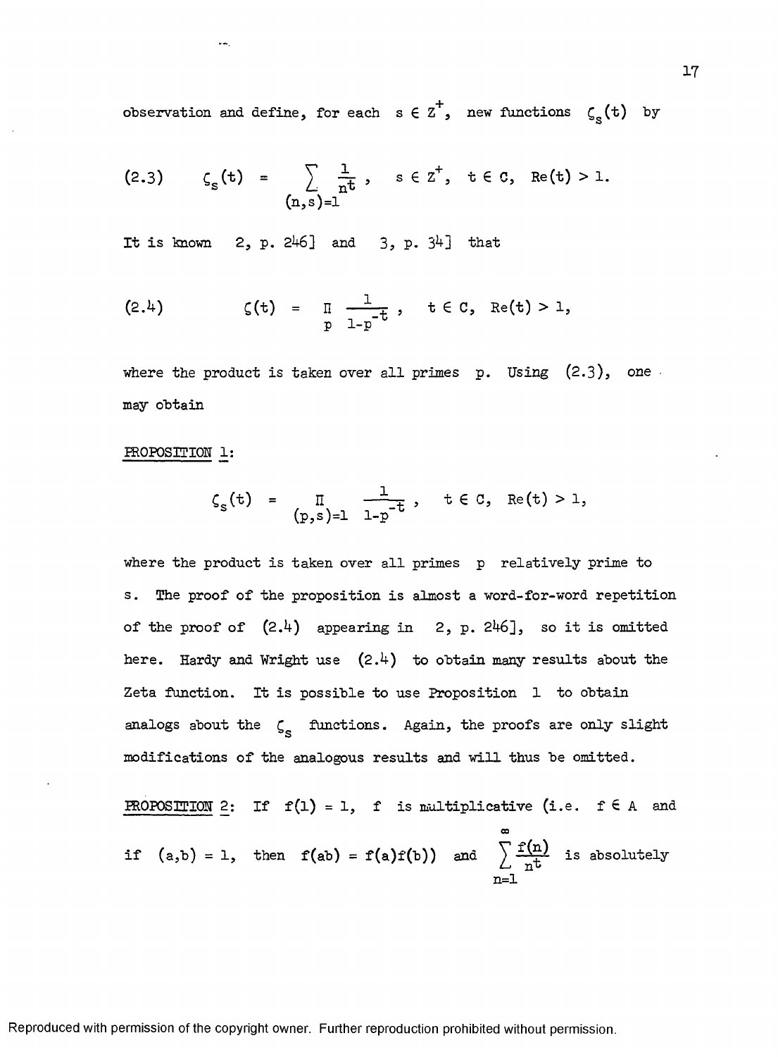observation and define, for each $s \in Z^+$, new functions $\zeta_s(t)$ by

$$(2.3) \qquad \zeta_s(t) = \sum_{(n,s)=1} \frac{1}{n^t}, \quad s \in Z^+, \ t \in C, \ \operatorname{Re}(t) > 1.$$

It is known 2, p. 246] and 3, p. 34] that

$$(2.4) \qquad \zeta(t) = \prod_p \frac{1}{1-p^{-t}}, \quad t \in C, \ \operatorname{Re}(t) > 1,$$

where the product is taken over all primes p. Using (2.3), one may obtain

PROPOSITION 1:

$$\zeta_s(t) = \prod_{(p,s)=1} \frac{1}{1-p^{-t}}, \quad t \in C, \ \operatorname{Re}(t) > 1,$$

where the product is taken over all primes p relatively prime to s. The proof of the proposition is almost a word-for-word repetition of the proof of (2.4) appearing in 2, p. 246], so it is omitted here. Hardy and Wright use (2.4) to obtain many results about the Zeta function. It is possible to use Proposition 1 to obtain analogs about the $\zeta_s$ functions. Again, the proofs are only slight modifications of the analogous results and will thus be omitted.

PROPOSITION 2: If $f(1) = 1$, $f$ is multiplicative (i.e. $f \in A$ and if $(a,b) = 1$, then $f(ab) = f(a)f(b)$) and $\sum_{n=1}^{\infty} \frac{f(n)}{n^t}$ is absolutely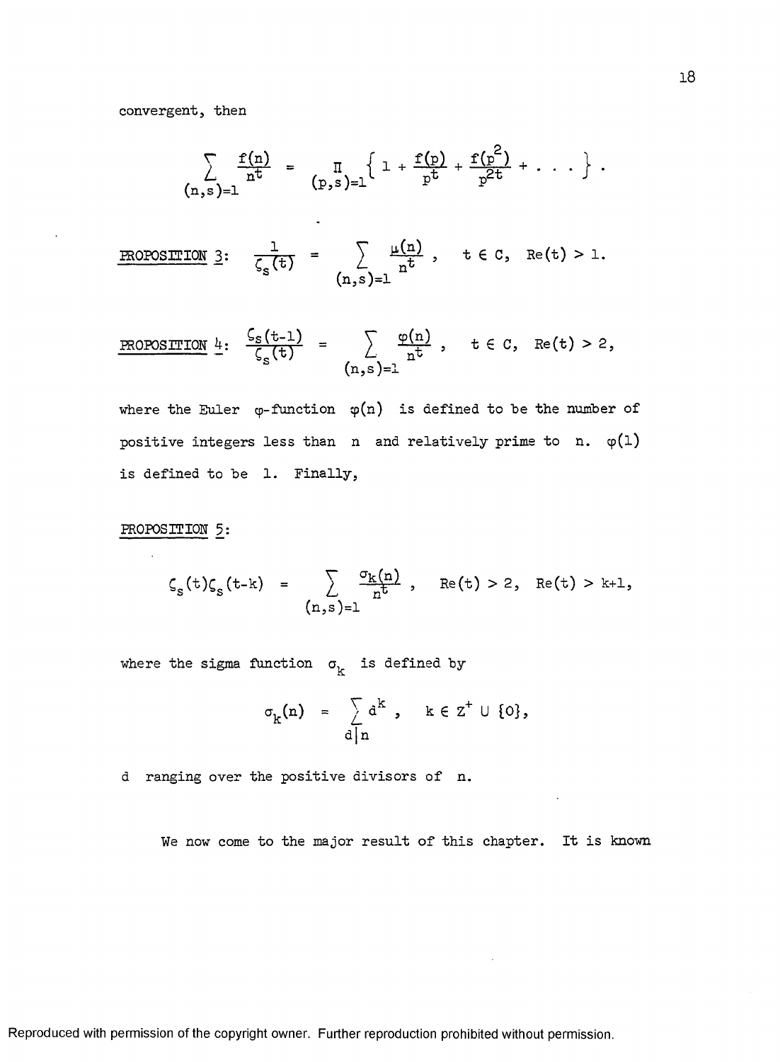convergent, then

$$\sum_{(n,s)=1} \frac{f(n)}{n^t} = \prod_{(p,s)=1} \left\{ 1 + \frac{f(p)}{p^t} + \frac{f(p^2)}{p^{2t}} + \ldots \right\}.$$

PROPOSITION 3: $\displaystyle \frac{1}{\zeta_s(t)} = \sum_{(n,s)=1} \frac{\mu(n)}{n^t}, \quad t \in C, \quad \text{Re}(t) > 1.$

PROPOSITION 4: $\displaystyle \frac{\zeta_s(t-1)}{\zeta_s(t)} = \sum_{(n,s)=1} \frac{\varphi(n)}{n^t}, \quad t \in C, \quad \text{Re}(t) > 2,$

where the Euler $\varphi$-function $\varphi(n)$ is defined to be the number of positive integers less than $n$ and relatively prime to $n$. $\varphi(1)$ is defined to be $1$. Finally,

PROPOSITION 5:

$$\zeta_s(t)\zeta_s(t-k) = \sum_{(n,s)=1} \frac{\sigma_k(n)}{n^t}, \quad \text{Re}(t) > 2, \quad \text{Re}(t) > k+1,$$

where the sigma function $\sigma_k$ is defined by

$$\sigma_k(n) = \sum_{d|n} d^k, \quad k \in Z^+ \cup \{0\},$$

$d$ ranging over the positive divisors of $n$.

We now come to the major result of this chapter. It is known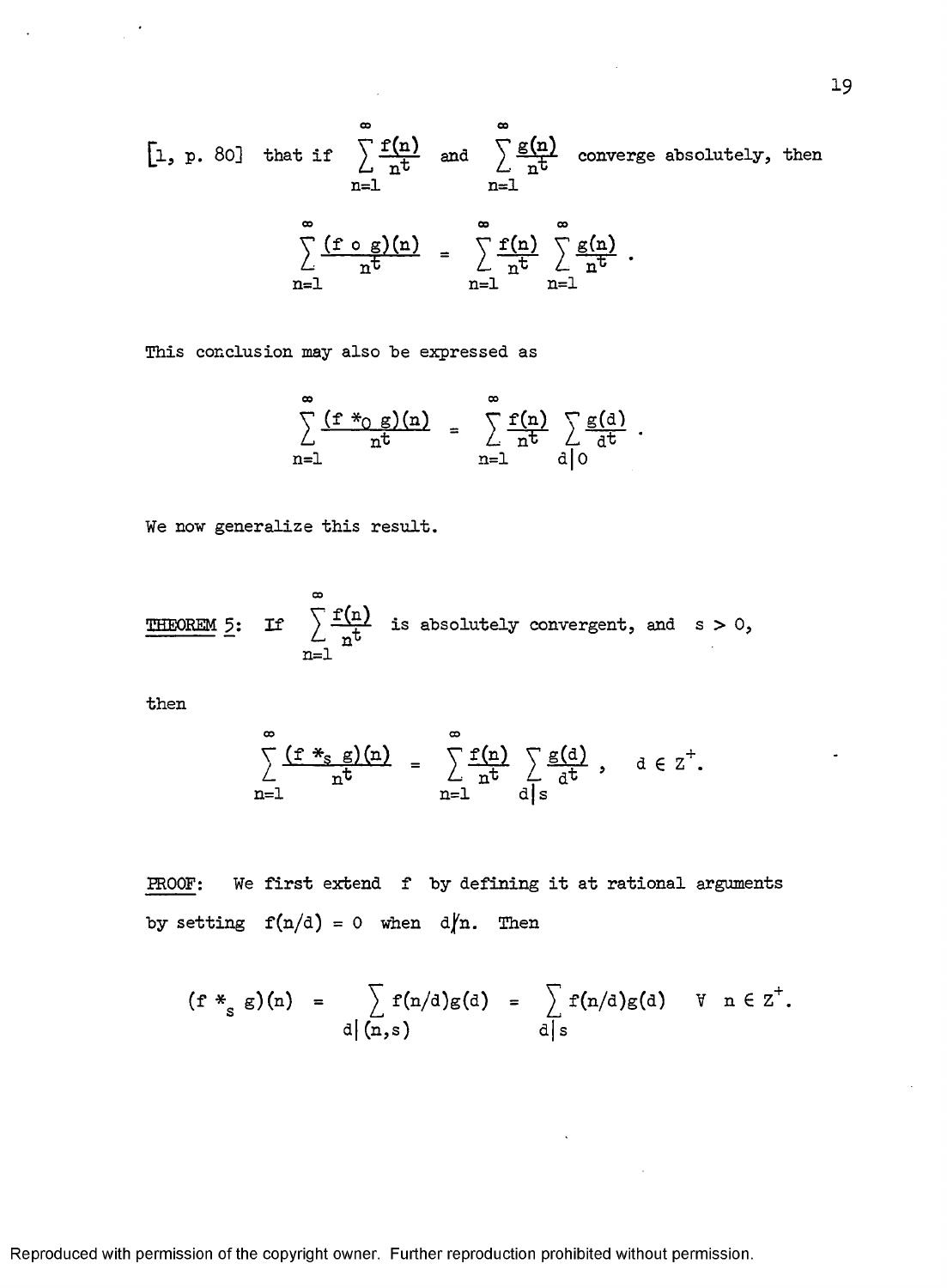[1, p. 80] that if $\sum_{n=1}^{\infty} \frac{f(n)}{n^t}$ and $\sum_{n=1}^{\infty} \frac{g(n)}{n^t}$ converge absolutely, then

$$\sum_{n=1}^{\infty} \frac{(f \circ g)(n)}{n^t} = \sum_{n=1}^{\infty} \frac{f(n)}{n^t} \sum_{n=1}^{\infty} \frac{g(n)}{n^t} .$$

This conclusion may also be expressed as

$$\sum_{n=1}^{\infty} \frac{(f *_0 g)(n)}{n^t} = \sum_{n=1}^{\infty} \frac{f(n)}{n^t} \sum_{d|0} \frac{g(d)}{d^t} .$$

We now generalize this result.

<u>THEOREM 5</u>: If $\sum_{n=1}^{\infty} \frac{f(n)}{n^t}$ is absolutely convergent, and $s > 0$,

then

$$\sum_{n=1}^{\infty} \frac{(f *_s g)(n)}{n^t} = \sum_{n=1}^{\infty} \frac{f(n)}{n^t} \sum_{d|s} \frac{g(d)}{d^t} , \quad d \in Z^+.$$

<u>PROOF</u>: We first extend $f$ by defining it at rational arguments by setting $f(n/d) = 0$ when $d \nmid n$. Then

$$(f *_s g)(n) = \sum_{d|(n,s)} f(n/d)g(d) = \sum_{d|s} f(n/d)g(d) \quad \forall \; n \in Z^+.$$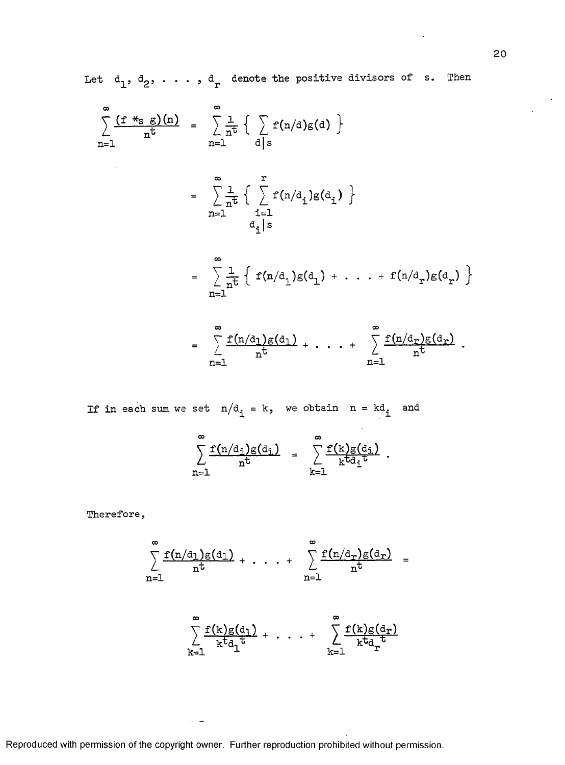Let $d_1, d_2, \ldots, d_r$ denote the positive divisors of $s$. Then

$$\sum_{n=1}^{\infty} \frac{(f *_s g)(n)}{n^t} = \sum_{n=1}^{\infty} \frac{1}{n^t} \left\{ \sum_{d|s} f(n/d)g(d) \right\}$$

$$= \sum_{n=1}^{\infty} \frac{1}{n^t} \left\{ \sum_{\substack{i=1 \\ d_i|s}}^{r} f(n/d_i)g(d_i) \right\}$$

$$= \sum_{n=1}^{\infty} \frac{1}{n^t} \left\{ f(n/d_1)g(d_1) + \ldots + f(n/d_r)g(d_r) \right\}$$

$$= \sum_{n=1}^{\infty} \frac{f(n/d_1)g(d_1)}{n^t} + \ldots + \sum_{n=1}^{\infty} \frac{f(n/d_r)g(d_r)}{n^t} .$$

If in each sum we set $n/d_i = k$, we obtain $n = kd_i$ and

$$\sum_{n=1}^{\infty} \frac{f(n/d_i)g(d_i)}{n^t} = \sum_{k=1}^{\infty} \frac{f(k)g(d_i)}{k^t d_i{}^t} .$$

Therefore,

$$\sum_{n=1}^{\infty} \frac{f(n/d_1)g(d_1)}{n^t} + \ldots + \sum_{n=1}^{\infty} \frac{f(n/d_r)g(d_r)}{n^t} =$$

$$\sum_{k=1}^{\infty} \frac{f(k)g(d_1)}{k^t d_1{}^t} + \ldots + \sum_{k=1}^{\infty} \frac{f(k)g(d_r)}{k^t d_r{}^t}$$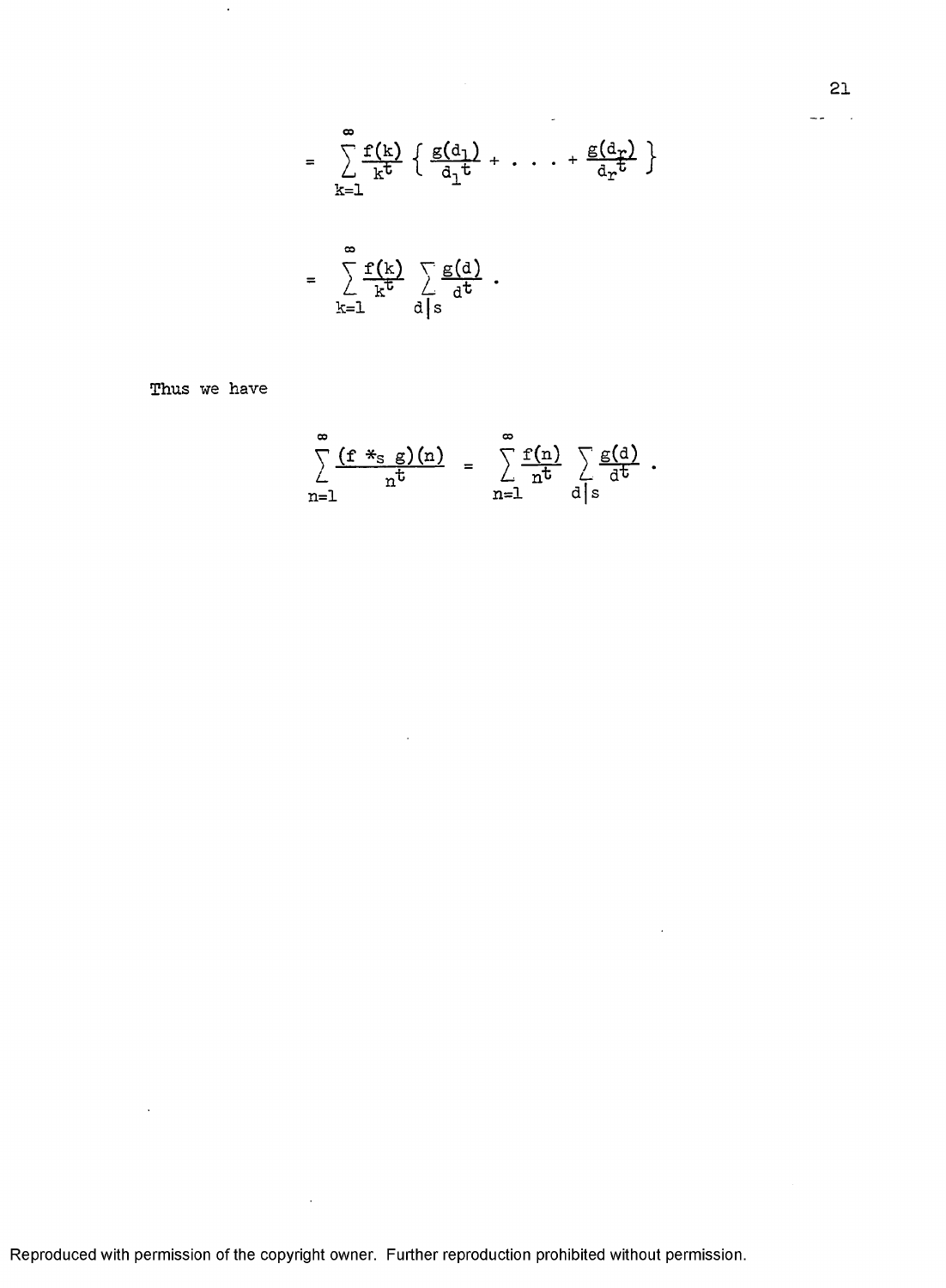$$= \sum_{k=1}^{\infty} \frac{f(k)}{k^t} \left\{ \frac{g(d_1)}{d_1{}^t} + \; . \; . \; . \; + \frac{g(d_r)}{d_r{}^t} \right\}$$

$$= \sum_{k=1}^{\infty} \frac{f(k)}{k^t} \sum_{d|s} \frac{g(d)}{d^t} \; .$$

Thus we have

$$\sum_{n=1}^{\infty} \frac{(f *_s g)(n)}{n^t} = \sum_{n=1}^{\infty} \frac{f(n)}{n^t} \sum_{d|s} \frac{g(d)}{d^t} \; .$$

Reproduced with permission of the copyright owner. Further reproduction prohibited without permission.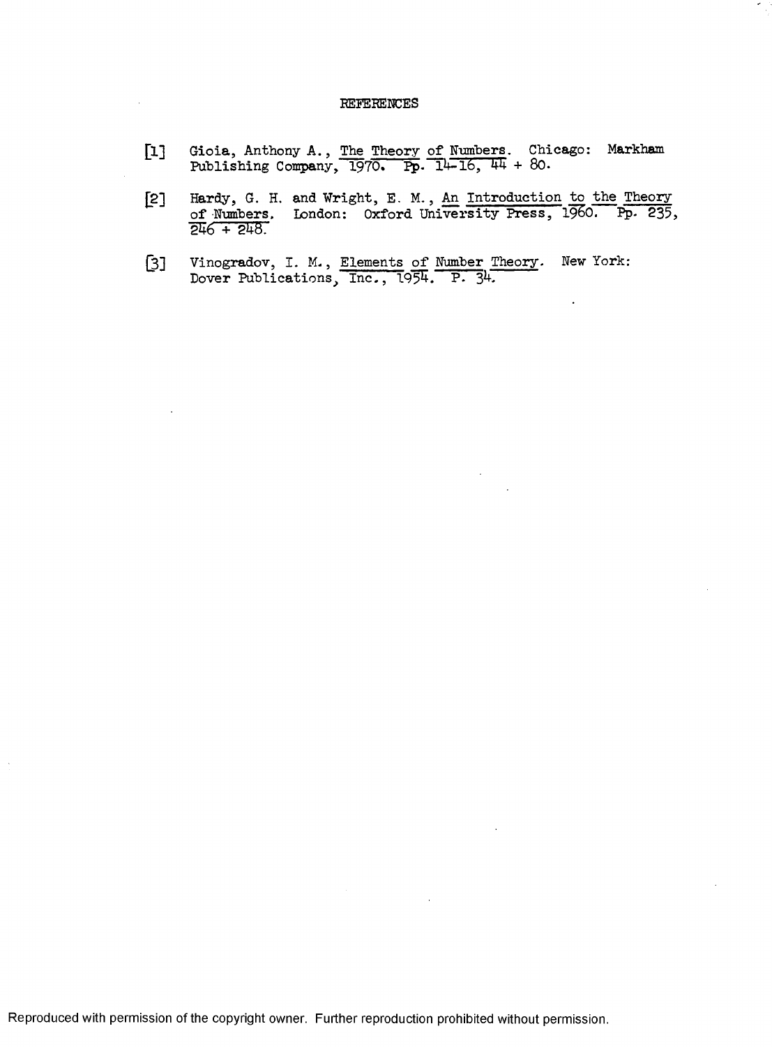REFERENCES

[1] Gioia, Anthony A., The Theory of Numbers. Chicago: Markham Publishing Company, 1970. Pp. 14-16, 44 + 80.

[2] Hardy, G. H. and Wright, E. M., An Introduction to the Theory of Numbers. London: Oxford University Press, 1960. Pp. 235, 246 + 248.

[3] Vinogradov, I. M., Elements of Number Theory. New York: Dover Publications, Inc., 1954. P. 34.

Reproduced with permission of the copyright owner. Further reproduction prohibited without permission.